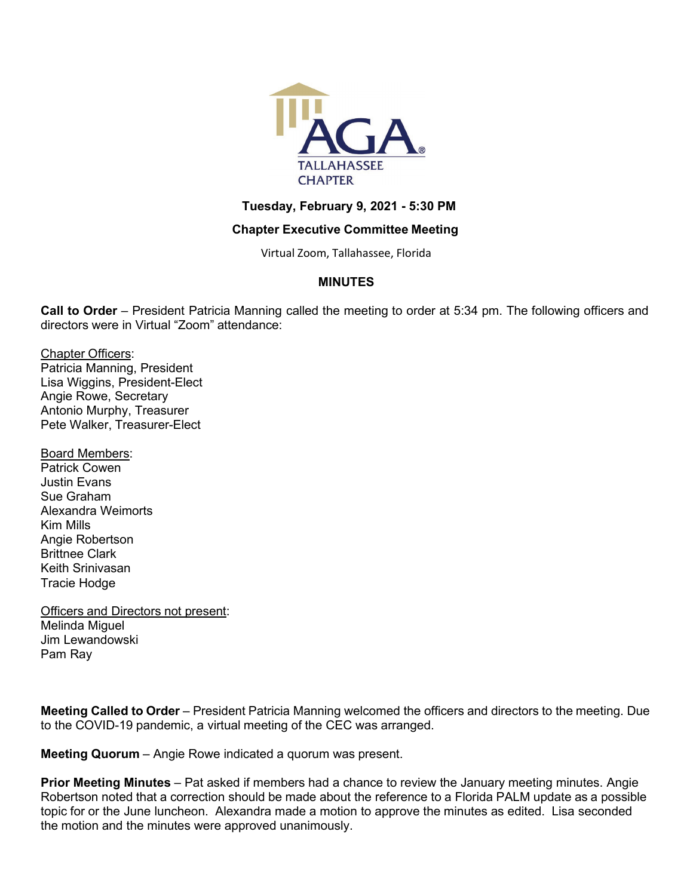AGA TALLAHASSEE CHAPTER

**Tuesday, February 9, 2021 - 5:30 PM**

**Chapter Executive Committee Meeting**

Virtual Zoom, Tallahassee, Florida

**MINUTES**

**Call to Order** – President Patricia Manning called the meeting to order at 5:34 pm. The following officers and directors were in Virtual "Zoom" attendance:

Chapter Officers:
Patricia Manning, President
Lisa Wiggins, President-Elect
Angie Rowe, Secretary
Antonio Murphy, Treasurer
Pete Walker, Treasurer-Elect

Board Members:
Patrick Cowen
Justin Evans
Sue Graham
Alexandra Weimorts
Kim Mills
Angie Robertson
Brittnee Clark
Keith Srinivasan
Tracie Hodge

Officers and Directors not present:
Melinda Miguel
Jim Lewandowski
Pam Ray

**Meeting Called to Order** – President Patricia Manning welcomed the officers and directors to the meeting. Due to the COVID-19 pandemic, a virtual meeting of the CEC was arranged.

**Meeting Quorum** – Angie Rowe indicated a quorum was present.

**Prior Meeting Minutes** – Pat asked if members had a chance to review the January meeting minutes. Angie Robertson noted that a correction should be made about the reference to a Florida PALM update as a possible topic for or the June luncheon. Alexandra made a motion to approve the minutes as edited. Lisa seconded the motion and the minutes were approved unanimously.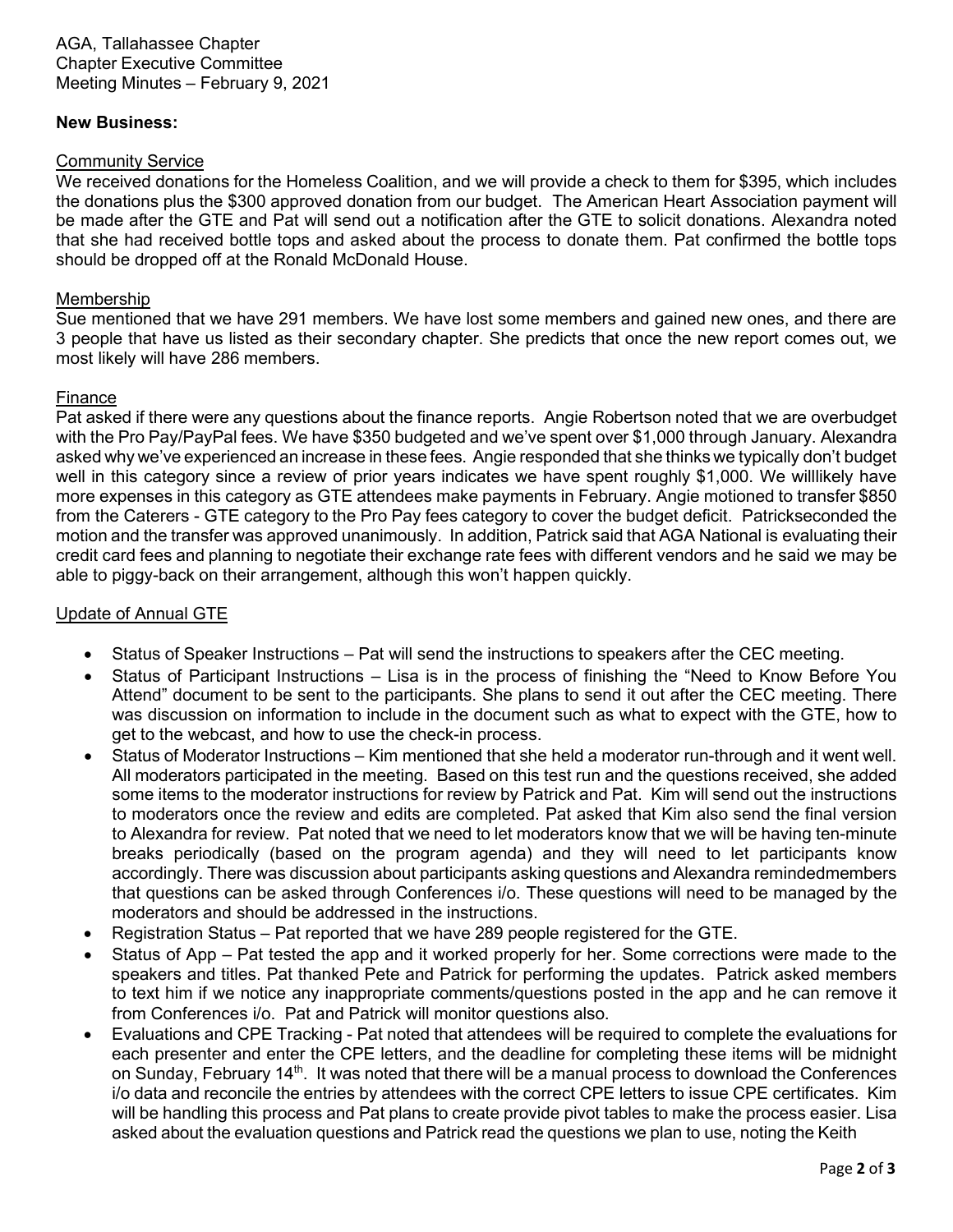AGA, Tallahassee Chapter
Chapter Executive Committee
Meeting Minutes – February 9, 2021

**New Business:**

Community Service

We received donations for the Homeless Coalition, and we will provide a check to them for $395, which includes the donations plus the $300 approved donation from our budget. The American Heart Association payment will be made after the GTE and Pat will send out a notification after the GTE to solicit donations. Alexandra noted that she had received bottle tops and asked about the process to donate them. Pat confirmed the bottle tops should be dropped off at the Ronald McDonald House.

Membership

Sue mentioned that we have 291 members. We have lost some members and gained new ones, and there are 3 people that have us listed as their secondary chapter. She predicts that once the new report comes out, we most likely will have 286 members.

Finance

Pat asked if there were any questions about the finance reports. Angie Robertson noted that we are overbudget with the Pro Pay/PayPal fees. We have $350 budgeted and we've spent over $1,000 through January. Alexandra asked why we've experienced an increase in these fees. Angie responded that she thinks we typically don't budget well in this category since a review of prior years indicates we have spent roughly $1,000. We willlikely have more expenses in this category as GTE attendees make payments in February. Angie motioned to transfer $850 from the Caterers - GTE category to the Pro Pay fees category to cover the budget deficit. Patrickseconded the motion and the transfer was approved unanimously. In addition, Patrick said that AGA National is evaluating their credit card fees and planning to negotiate their exchange rate fees with different vendors and he said we may be able to piggy-back on their arrangement, although this won't happen quickly.

Update of Annual GTE

- Status of Speaker Instructions – Pat will send the instructions to speakers after the CEC meeting.
- Status of Participant Instructions – Lisa is in the process of finishing the "Need to Know Before You Attend" document to be sent to the participants. She plans to send it out after the CEC meeting. There was discussion on information to include in the document such as what to expect with the GTE, how to get to the webcast, and how to use the check-in process.
- Status of Moderator Instructions – Kim mentioned that she held a moderator run-through and it went well. All moderators participated in the meeting. Based on this test run and the questions received, she added some items to the moderator instructions for review by Patrick and Pat. Kim will send out the instructions to moderators once the review and edits are completed. Pat asked that Kim also send the final version to Alexandra for review. Pat noted that we need to let moderators know that we will be having ten-minute breaks periodically (based on the program agenda) and they will need to let participants know accordingly. There was discussion about participants asking questions and Alexandra remindedmembers that questions can be asked through Conferences i/o. These questions will need to be managed by the moderators and should be addressed in the instructions.
- Registration Status – Pat reported that we have 289 people registered for the GTE.
- Status of App – Pat tested the app and it worked properly for her. Some corrections were made to the speakers and titles. Pat thanked Pete and Patrick for performing the updates. Patrick asked members to text him if we notice any inappropriate comments/questions posted in the app and he can remove it from Conferences i/o. Pat and Patrick will monitor questions also.
- Evaluations and CPE Tracking - Pat noted that attendees will be required to complete the evaluations for each presenter and enter the CPE letters, and the deadline for completing these items will be midnight on Sunday, February 14th. It was noted that there will be a manual process to download the Conferences i/o data and reconcile the entries by attendees with the correct CPE letters to issue CPE certificates. Kim will be handling this process and Pat plans to create provide pivot tables to make the process easier. Lisa asked about the evaluation questions and Patrick read the questions we plan to use, noting the Keith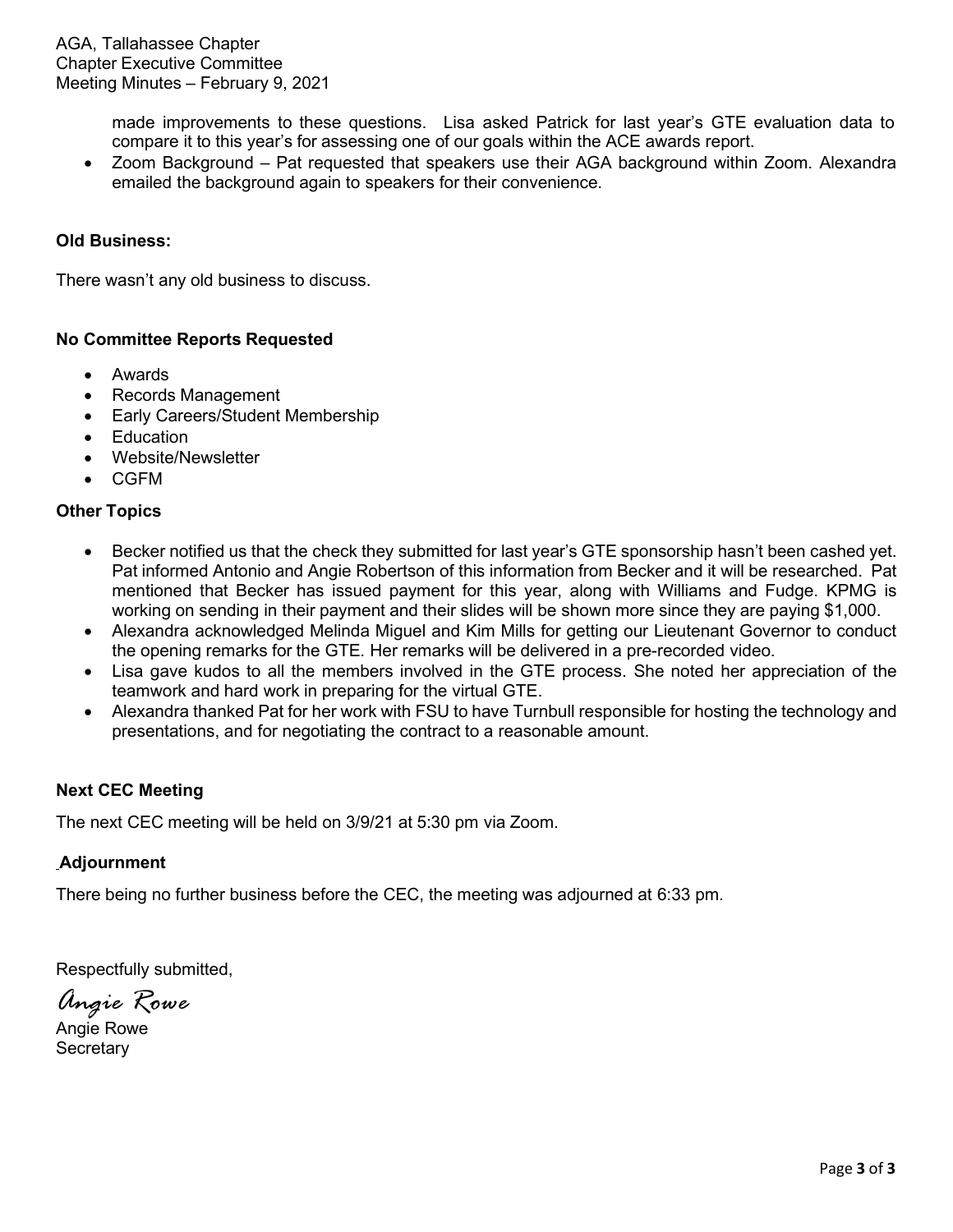made improvements to these questions. Lisa asked Patrick for last year's GTE evaluation data to compare it to this year's for assessing one of our goals within the ACE awards report.

- Zoom Background – Pat requested that speakers use their AGA background within Zoom. Alexandra emailed the background again to speakers for their convenience.

**Old Business:**

There wasn't any old business to discuss.

**No Committee Reports Requested**

- Awards
- Records Management
- Early Careers/Student Membership
- Education
- Website/Newsletter
- CGFM

**Other Topics**

- Becker notified us that the check they submitted for last year's GTE sponsorship hasn't been cashed yet. Pat informed Antonio and Angie Robertson of this information from Becker and it will be researched. Pat mentioned that Becker has issued payment for this year, along with Williams and Fudge. KPMG is working on sending in their payment and their slides will be shown more since they are paying $1,000.
- Alexandra acknowledged Melinda Miguel and Kim Mills for getting our Lieutenant Governor to conduct the opening remarks for the GTE. Her remarks will be delivered in a pre-recorded video.
- Lisa gave kudos to all the members involved in the GTE process. She noted her appreciation of the teamwork and hard work in preparing for the virtual GTE.
- Alexandra thanked Pat for her work with FSU to have Turnbull responsible for hosting the technology and presentations, and for negotiating the contract to a reasonable amount.

**Next CEC Meeting**

The next CEC meeting will be held on 3/9/21 at 5:30 pm via Zoom.

**Adjournment**

There being no further business before the CEC, the meeting was adjourned at 6:33 pm.

Respectfully submitted,

*Angie Rowe*

Angie Rowe
Secretary